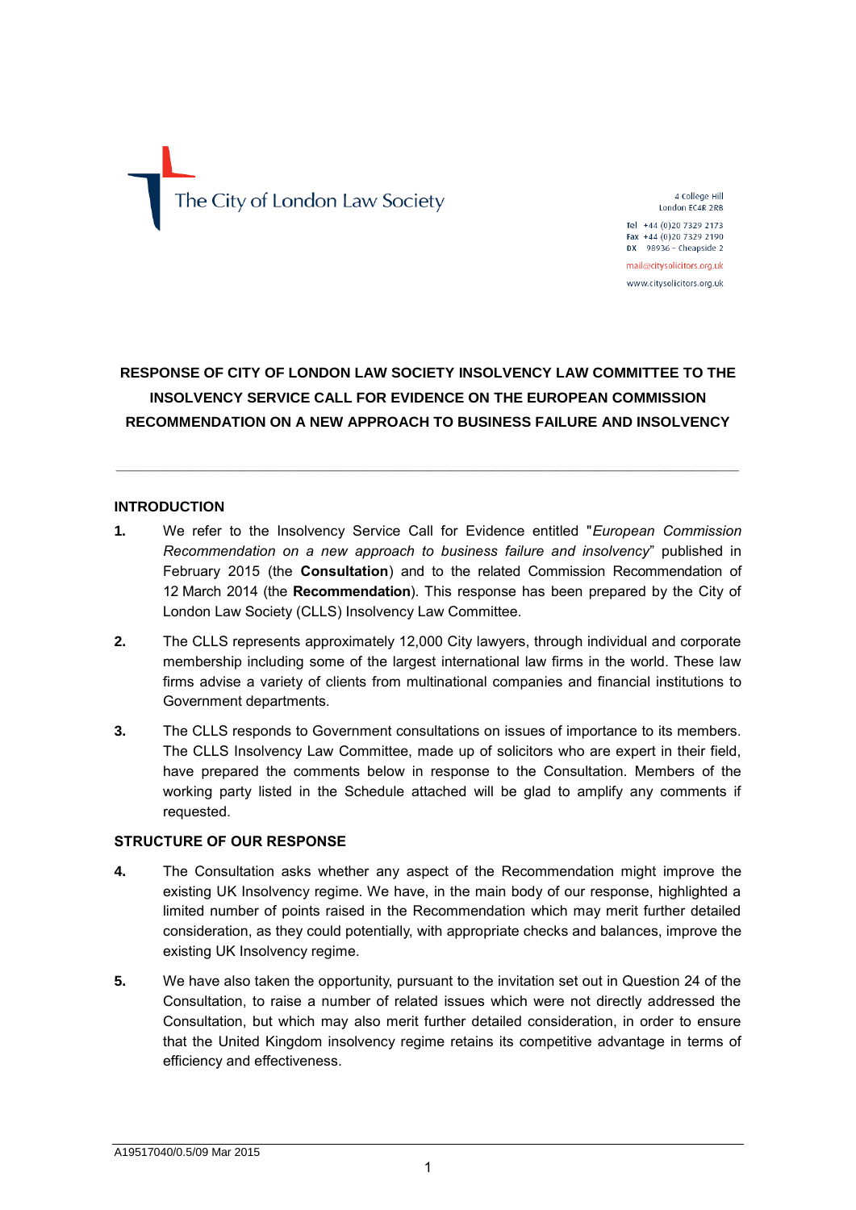The City of London Law Society

4 College Hill
London EC4R 2RB

Tel +44 (0)20 7329 2173
Fax +44 (0)20 7329 2190
DX 98936 – Cheapside 2

mail@citysolicitors.org.uk
www.citysolicitors.org.uk

# RESPONSE OF CITY OF LONDON LAW SOCIETY INSOLVENCY LAW COMMITTEE TO THE INSOLVENCY SERVICE CALL FOR EVIDENCE ON THE EUROPEAN COMMISSION RECOMMENDATION ON A NEW APPROACH TO BUSINESS FAILURE AND INSOLVENCY

---

## INTRODUCTION

**1.** We refer to the Insolvency Service Call for Evidence entitled "*European Commission Recommendation on a new approach to business failure and insolvency*" published in February 2015 (the **Consultation**) and to the related Commission Recommendation of 12 March 2014 (the **Recommendation**). This response has been prepared by the City of London Law Society (CLLS) Insolvency Law Committee.

**2.** The CLLS represents approximately 12,000 City lawyers, through individual and corporate membership including some of the largest international law firms in the world. These law firms advise a variety of clients from multinational companies and financial institutions to Government departments.

**3.** The CLLS responds to Government consultations on issues of importance to its members. The CLLS Insolvency Law Committee, made up of solicitors who are expert in their field, have prepared the comments below in response to the Consultation. Members of the working party listed in the Schedule attached will be glad to amplify any comments if requested.

## STRUCTURE OF OUR RESPONSE

**4.** The Consultation asks whether any aspect of the Recommendation might improve the existing UK Insolvency regime. We have, in the main body of our response, highlighted a limited number of points raised in the Recommendation which may merit further detailed consideration, as they could potentially, with appropriate checks and balances, improve the existing UK Insolvency regime.

**5.** We have also taken the opportunity, pursuant to the invitation set out in Question 24 of the Consultation, to raise a number of related issues which were not directly addressed the Consultation, but which may also merit further detailed consideration, in order to ensure that the United Kingdom insolvency regime retains its competitive advantage in terms of efficiency and effectiveness.

A19517040/0.5/09 Mar 2015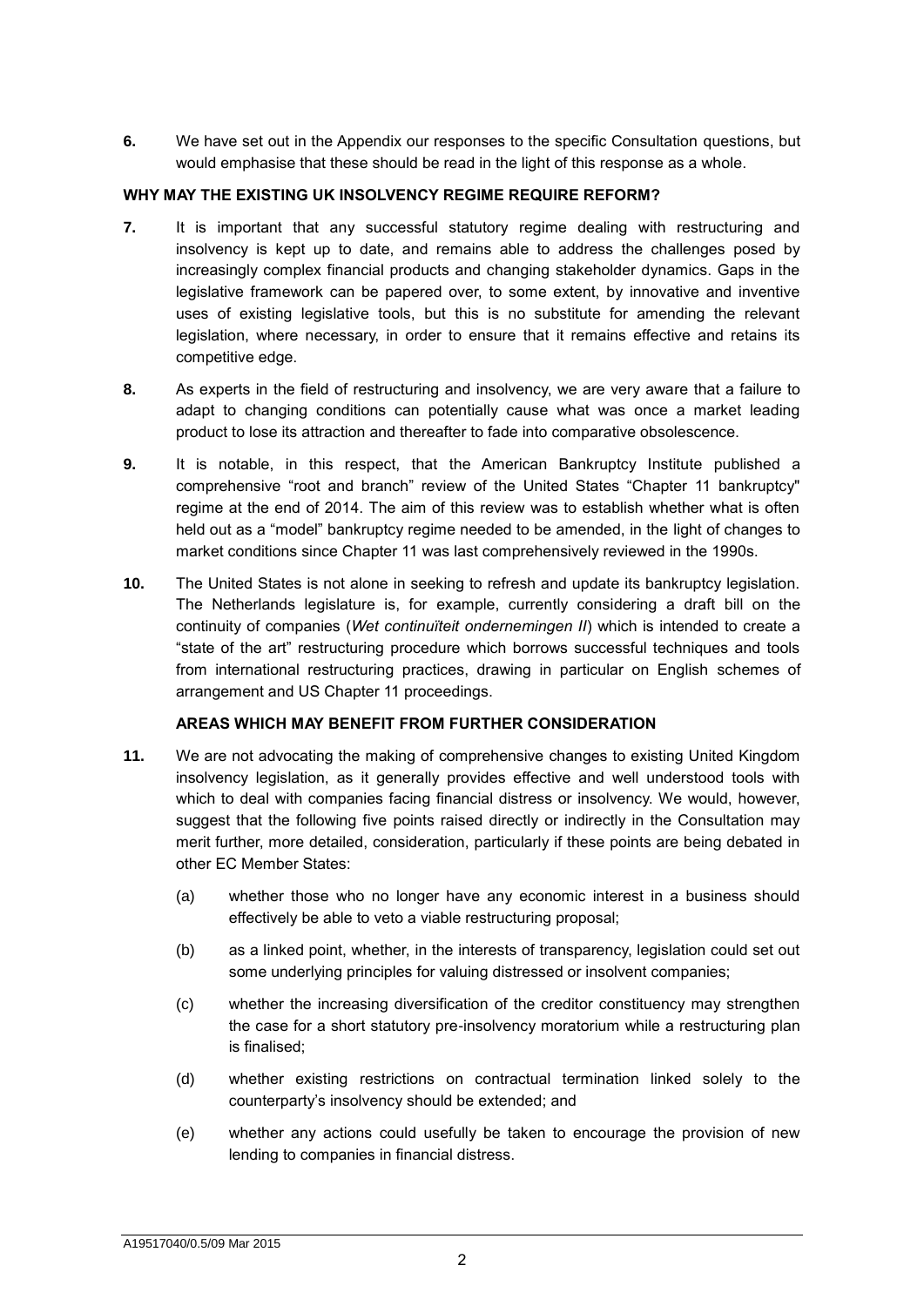**6.** We have set out in the Appendix our responses to the specific Consultation questions, but would emphasise that these should be read in the light of this response as a whole.

**WHY MAY THE EXISTING UK INSOLVENCY REGIME REQUIRE REFORM?**

**7.** It is important that any successful statutory regime dealing with restructuring and insolvency is kept up to date, and remains able to address the challenges posed by increasingly complex financial products and changing stakeholder dynamics. Gaps in the legislative framework can be papered over, to some extent, by innovative and inventive uses of existing legislative tools, but this is no substitute for amending the relevant legislation, where necessary, in order to ensure that it remains effective and retains its competitive edge.

**8.** As experts in the field of restructuring and insolvency, we are very aware that a failure to adapt to changing conditions can potentially cause what was once a market leading product to lose its attraction and thereafter to fade into comparative obsolescence.

**9.** It is notable, in this respect, that the American Bankruptcy Institute published a comprehensive "root and branch" review of the United States "Chapter 11 bankruptcy" regime at the end of 2014. The aim of this review was to establish whether what is often held out as a "model" bankruptcy regime needed to be amended, in the light of changes to market conditions since Chapter 11 was last comprehensively reviewed in the 1990s.

**10.** The United States is not alone in seeking to refresh and update its bankruptcy legislation. The Netherlands legislature is, for example, currently considering a draft bill on the continuity of companies (*Wet continuïteit ondernemingen II*) which is intended to create a "state of the art" restructuring procedure which borrows successful techniques and tools from international restructuring practices, drawing in particular on English schemes of arrangement and US Chapter 11 proceedings.

**AREAS WHICH MAY BENEFIT FROM FURTHER CONSIDERATION**

**11.** We are not advocating the making of comprehensive changes to existing United Kingdom insolvency legislation, as it generally provides effective and well understood tools with which to deal with companies facing financial distress or insolvency. We would, however, suggest that the following five points raised directly or indirectly in the Consultation may merit further, more detailed, consideration, particularly if these points are being debated in other EC Member States:

(a) whether those who no longer have any economic interest in a business should effectively be able to veto a viable restructuring proposal;

(b) as a linked point, whether, in the interests of transparency, legislation could set out some underlying principles for valuing distressed or insolvent companies;

(c) whether the increasing diversification of the creditor constituency may strengthen the case for a short statutory pre-insolvency moratorium while a restructuring plan is finalised;

(d) whether existing restrictions on contractual termination linked solely to the counterparty's insolvency should be extended; and

(e) whether any actions could usefully be taken to encourage the provision of new lending to companies in financial distress.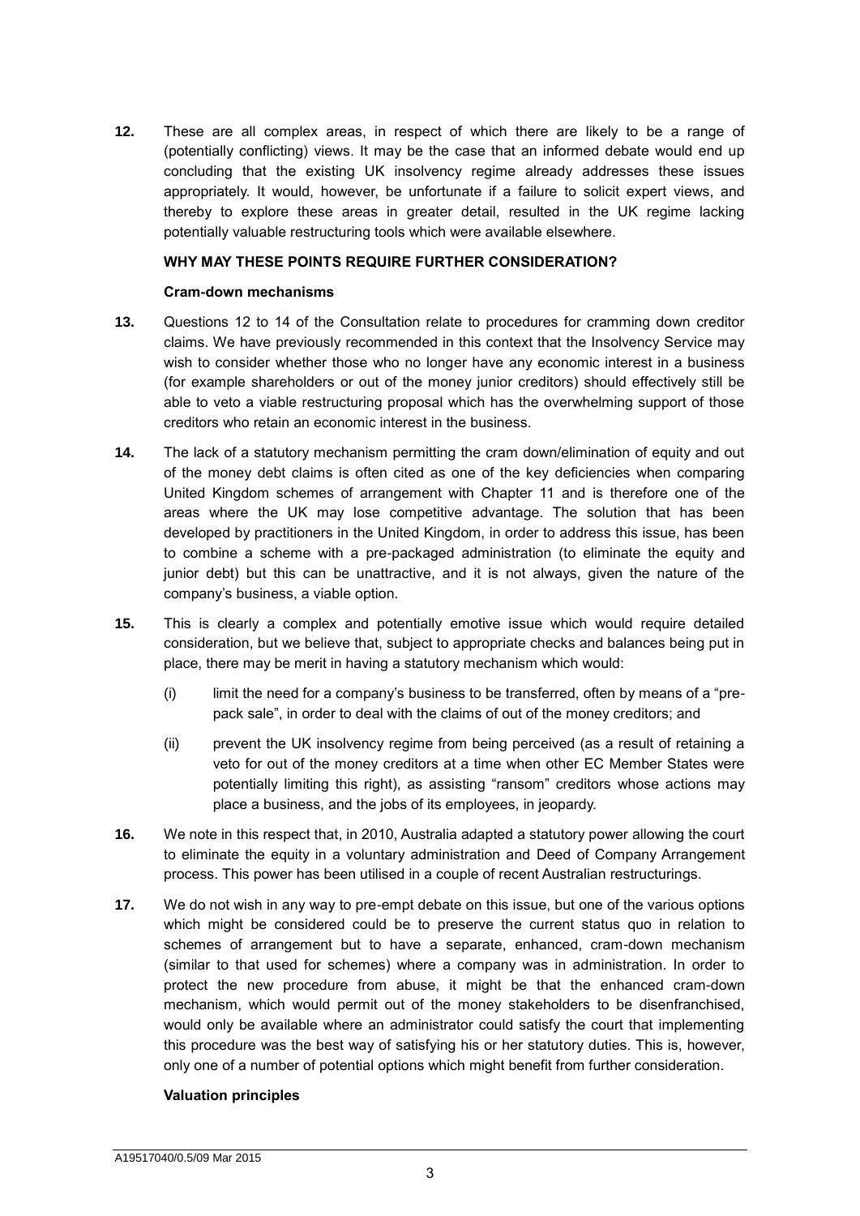**12.** These are all complex areas, in respect of which there are likely to be a range of (potentially conflicting) views. It may be the case that an informed debate would end up concluding that the existing UK insolvency regime already addresses these issues appropriately. It would, however, be unfortunate if a failure to solicit expert views, and thereby to explore these areas in greater detail, resulted in the UK regime lacking potentially valuable restructuring tools which were available elsewhere.

## WHY MAY THESE POINTS REQUIRE FURTHER CONSIDERATION?

### Cram-down mechanisms

**13.** Questions 12 to 14 of the Consultation relate to procedures for cramming down creditor claims. We have previously recommended in this context that the Insolvency Service may wish to consider whether those who no longer have any economic interest in a business (for example shareholders or out of the money junior creditors) should effectively still be able to veto a viable restructuring proposal which has the overwhelming support of those creditors who retain an economic interest in the business.

**14.** The lack of a statutory mechanism permitting the cram down/elimination of equity and out of the money debt claims is often cited as one of the key deficiencies when comparing United Kingdom schemes of arrangement with Chapter 11 and is therefore one of the areas where the UK may lose competitive advantage. The solution that has been developed by practitioners in the United Kingdom, in order to address this issue, has been to combine a scheme with a pre-packaged administration (to eliminate the equity and junior debt) but this can be unattractive, and it is not always, given the nature of the company's business, a viable option.

**15.** This is clearly a complex and potentially emotive issue which would require detailed consideration, but we believe that, subject to appropriate checks and balances being put in place, there may be merit in having a statutory mechanism which would:

(i) limit the need for a company's business to be transferred, often by means of a "pre-pack sale", in order to deal with the claims of out of the money creditors; and

(ii) prevent the UK insolvency regime from being perceived (as a result of retaining a veto for out of the money creditors at a time when other EC Member States were potentially limiting this right), as assisting "ransom" creditors whose actions may place a business, and the jobs of its employees, in jeopardy.

**16.** We note in this respect that, in 2010, Australia adapted a statutory power allowing the court to eliminate the equity in a voluntary administration and Deed of Company Arrangement process. This power has been utilised in a couple of recent Australian restructurings.

**17.** We do not wish in any way to pre-empt debate on this issue, but one of the various options which might be considered could be to preserve the current status quo in relation to schemes of arrangement but to have a separate, enhanced, cram-down mechanism (similar to that used for schemes) where a company was in administration. In order to protect the new procedure from abuse, it might be that the enhanced cram-down mechanism, which would permit out of the money stakeholders to be disenfranchised, would only be available where an administrator could satisfy the court that implementing this procedure was the best way of satisfying his or her statutory duties. This is, however, only one of a number of potential options which might benefit from further consideration.

### Valuation principles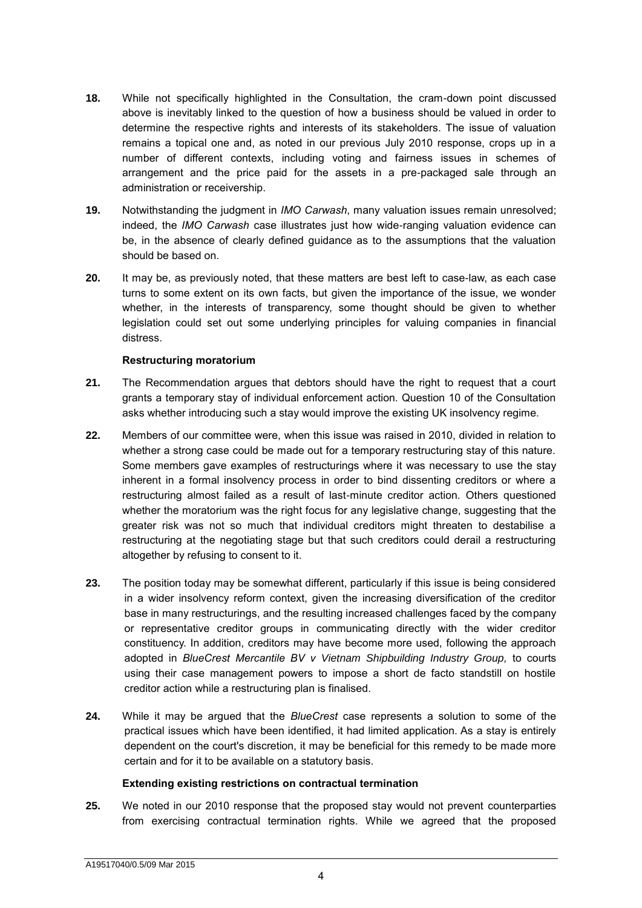**18.** While not specifically highlighted in the Consultation, the cram-down point discussed above is inevitably linked to the question of how a business should be valued in order to determine the respective rights and interests of its stakeholders. The issue of valuation remains a topical one and, as noted in our previous July 2010 response, crops up in a number of different contexts, including voting and fairness issues in schemes of arrangement and the price paid for the assets in a pre-packaged sale through an administration or receivership.

**19.** Notwithstanding the judgment in *IMO Carwash*, many valuation issues remain unresolved; indeed, the *IMO Carwash* case illustrates just how wide-ranging valuation evidence can be, in the absence of clearly defined guidance as to the assumptions that the valuation should be based on.

**20.** It may be, as previously noted, that these matters are best left to case-law, as each case turns to some extent on its own facts, but given the importance of the issue, we wonder whether, in the interests of transparency, some thought should be given to whether legislation could set out some underlying principles for valuing companies in financial distress.

**Restructuring moratorium**

**21.** The Recommendation argues that debtors should have the right to request that a court grants a temporary stay of individual enforcement action. Question 10 of the Consultation asks whether introducing such a stay would improve the existing UK insolvency regime.

**22.** Members of our committee were, when this issue was raised in 2010, divided in relation to whether a strong case could be made out for a temporary restructuring stay of this nature. Some members gave examples of restructurings where it was necessary to use the stay inherent in a formal insolvency process in order to bind dissenting creditors or where a restructuring almost failed as a result of last-minute creditor action. Others questioned whether the moratorium was the right focus for any legislative change, suggesting that the greater risk was not so much that individual creditors might threaten to destabilise a restructuring at the negotiating stage but that such creditors could derail a restructuring altogether by refusing to consent to it.

**23.** The position today may be somewhat different, particularly if this issue is being considered in a wider insolvency reform context, given the increasing diversification of the creditor base in many restructurings, and the resulting increased challenges faced by the company or representative creditor groups in communicating directly with the wider creditor constituency. In addition, creditors may have become more used, following the approach adopted in *BlueCrest Mercantile BV v Vietnam Shipbuilding Industry Group,* to courts using their case management powers to impose a short de facto standstill on hostile creditor action while a restructuring plan is finalised.

**24.** While it may be argued that the *BlueCrest* case represents a solution to some of the practical issues which have been identified, it had limited application. As a stay is entirely dependent on the court's discretion, it may be beneficial for this remedy to be made more certain and for it to be available on a statutory basis.

**Extending existing restrictions on contractual termination**

**25.** We noted in our 2010 response that the proposed stay would not prevent counterparties from exercising contractual termination rights. While we agreed that the proposed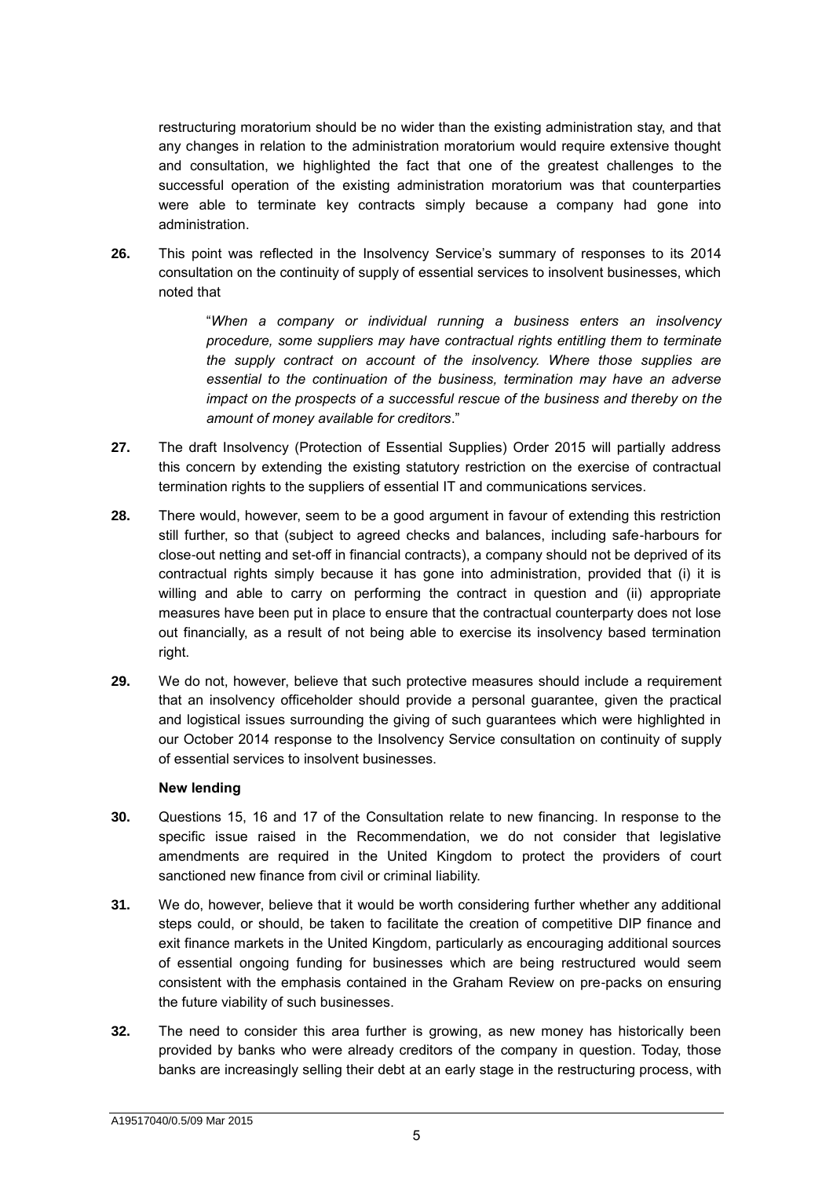restructuring moratorium should be no wider than the existing administration stay, and that any changes in relation to the administration moratorium would require extensive thought and consultation, we highlighted the fact that one of the greatest challenges to the successful operation of the existing administration moratorium was that counterparties were able to terminate key contracts simply because a company had gone into administration.

**26.** This point was reflected in the Insolvency Service's summary of responses to its 2014 consultation on the continuity of supply of essential services to insolvent businesses, which noted that

> "*When a company or individual running a business enters an insolvency procedure, some suppliers may have contractual rights entitling them to terminate the supply contract on account of the insolvency. Where those supplies are essential to the continuation of the business, termination may have an adverse impact on the prospects of a successful rescue of the business and thereby on the amount of money available for creditors*."

**27.** The draft Insolvency (Protection of Essential Supplies) Order 2015 will partially address this concern by extending the existing statutory restriction on the exercise of contractual termination rights to the suppliers of essential IT and communications services.

**28.** There would, however, seem to be a good argument in favour of extending this restriction still further, so that (subject to agreed checks and balances, including safe-harbours for close-out netting and set-off in financial contracts), a company should not be deprived of its contractual rights simply because it has gone into administration, provided that (i) it is willing and able to carry on performing the contract in question and (ii) appropriate measures have been put in place to ensure that the contractual counterparty does not lose out financially, as a result of not being able to exercise its insolvency based termination right.

**29.** We do not, however, believe that such protective measures should include a requirement that an insolvency officeholder should provide a personal guarantee, given the practical and logistical issues surrounding the giving of such guarantees which were highlighted in our October 2014 response to the Insolvency Service consultation on continuity of supply of essential services to insolvent businesses.

**New lending**

**30.** Questions 15, 16 and 17 of the Consultation relate to new financing. In response to the specific issue raised in the Recommendation, we do not consider that legislative amendments are required in the United Kingdom to protect the providers of court sanctioned new finance from civil or criminal liability.

**31.** We do, however, believe that it would be worth considering further whether any additional steps could, or should, be taken to facilitate the creation of competitive DIP finance and exit finance markets in the United Kingdom, particularly as encouraging additional sources of essential ongoing funding for businesses which are being restructured would seem consistent with the emphasis contained in the Graham Review on pre-packs on ensuring the future viability of such businesses.

**32.** The need to consider this area further is growing, as new money has historically been provided by banks who were already creditors of the company in question. Today, those banks are increasingly selling their debt at an early stage in the restructuring process, with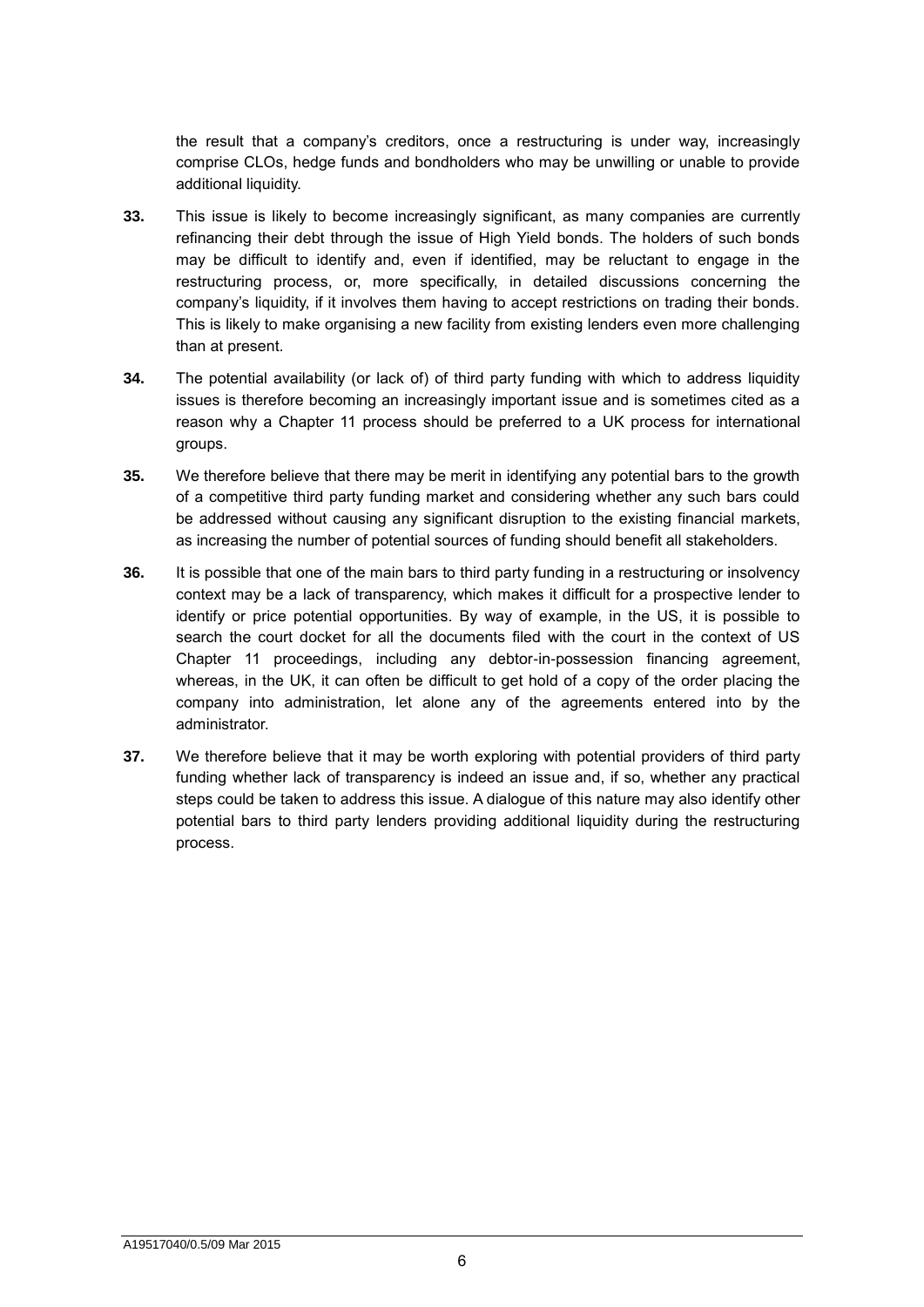the result that a company's creditors, once a restructuring is under way, increasingly comprise CLOs, hedge funds and bondholders who may be unwilling or unable to provide additional liquidity.

**33.** This issue is likely to become increasingly significant, as many companies are currently refinancing their debt through the issue of High Yield bonds. The holders of such bonds may be difficult to identify and, even if identified, may be reluctant to engage in the restructuring process, or, more specifically, in detailed discussions concerning the company's liquidity, if it involves them having to accept restrictions on trading their bonds. This is likely to make organising a new facility from existing lenders even more challenging than at present.

**34.** The potential availability (or lack of) of third party funding with which to address liquidity issues is therefore becoming an increasingly important issue and is sometimes cited as a reason why a Chapter 11 process should be preferred to a UK process for international groups.

**35.** We therefore believe that there may be merit in identifying any potential bars to the growth of a competitive third party funding market and considering whether any such bars could be addressed without causing any significant disruption to the existing financial markets, as increasing the number of potential sources of funding should benefit all stakeholders.

**36.** It is possible that one of the main bars to third party funding in a restructuring or insolvency context may be a lack of transparency, which makes it difficult for a prospective lender to identify or price potential opportunities. By way of example, in the US, it is possible to search the court docket for all the documents filed with the court in the context of US Chapter 11 proceedings, including any debtor-in-possession financing agreement, whereas, in the UK, it can often be difficult to get hold of a copy of the order placing the company into administration, let alone any of the agreements entered into by the administrator.

**37.** We therefore believe that it may be worth exploring with potential providers of third party funding whether lack of transparency is indeed an issue and, if so, whether any practical steps could be taken to address this issue. A dialogue of this nature may also identify other potential bars to third party lenders providing additional liquidity during the restructuring process.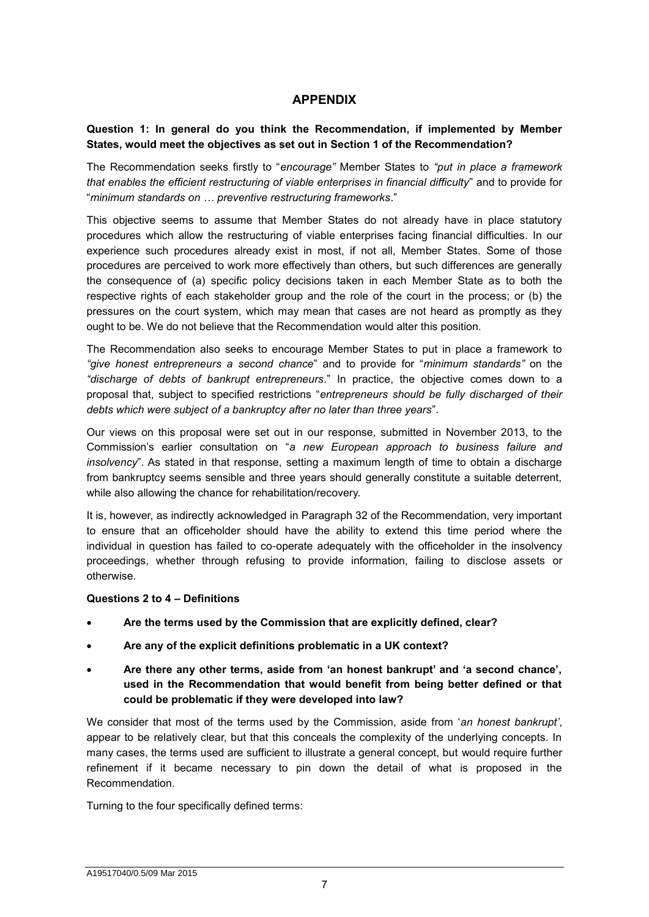## APPENDIX

**Question 1: In general do you think the Recommendation, if implemented by Member States, would meet the objectives as set out in Section 1 of the Recommendation?**

The Recommendation seeks firstly to "*encourage"* Member States to *"put in place a framework that enables the efficient restructuring of viable enterprises in financial difficulty*" and to provide for "*minimum standards on … preventive restructuring frameworks*."

This objective seems to assume that Member States do not already have in place statutory procedures which allow the restructuring of viable enterprises facing financial difficulties. In our experience such procedures already exist in most, if not all, Member States. Some of those procedures are perceived to work more effectively than others, but such differences are generally the consequence of (a) specific policy decisions taken in each Member State as to both the respective rights of each stakeholder group and the role of the court in the process; or (b) the pressures on the court system, which may mean that cases are not heard as promptly as they ought to be. We do not believe that the Recommendation would alter this position.

The Recommendation also seeks to encourage Member States to put in place a framework to *"give honest entrepreneurs a second chance*" and to provide for "*minimum standards"* on the *"discharge of debts of bankrupt entrepreneurs*." In practice, the objective comes down to a proposal that, subject to specified restrictions "*entrepreneurs should be fully discharged of their debts which were subject of a bankruptcy after no later than three years*".

Our views on this proposal were set out in our response, submitted in November 2013, to the Commission's earlier consultation on "*a new European approach to business failure and insolvency*". As stated in that response, setting a maximum length of time to obtain a discharge from bankruptcy seems sensible and three years should generally constitute a suitable deterrent, while also allowing the chance for rehabilitation/recovery.

It is, however, as indirectly acknowledged in Paragraph 32 of the Recommendation, very important to ensure that an officeholder should have the ability to extend this time period where the individual in question has failed to co-operate adequately with the officeholder in the insolvency proceedings, whether through refusing to provide information, failing to disclose assets or otherwise.

**Questions 2 to 4 – Definitions**

- **Are the terms used by the Commission that are explicitly defined, clear?**
- **Are any of the explicit definitions problematic in a UK context?**
- **Are there any other terms, aside from 'an honest bankrupt' and 'a second chance', used in the Recommendation that would benefit from being better defined or that could be problematic if they were developed into law?**

We consider that most of the terms used by the Commission, aside from '*an honest bankrupt'*, appear to be relatively clear, but that this conceals the complexity of the underlying concepts. In many cases, the terms used are sufficient to illustrate a general concept, but would require further refinement if it became necessary to pin down the detail of what is proposed in the Recommendation.

Turning to the four specifically defined terms:

A19517040/0.5/09 Mar 2015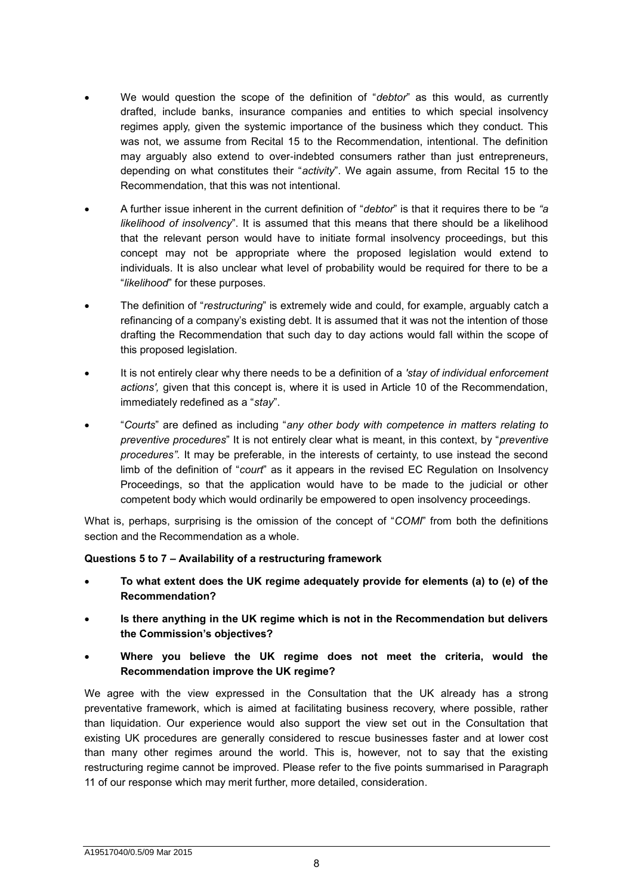- We would question the scope of the definition of "*debtor*" as this would, as currently drafted, include banks, insurance companies and entities to which special insolvency regimes apply, given the systemic importance of the business which they conduct. This was not, we assume from Recital 15 to the Recommendation, intentional. The definition may arguably also extend to over-indebted consumers rather than just entrepreneurs, depending on what constitutes their "*activity*". We again assume, from Recital 15 to the Recommendation, that this was not intentional.

- A further issue inherent in the current definition of "*debtor*" is that it requires there to be *"a likelihood of insolvency*". It is assumed that this means that there should be a likelihood that the relevant person would have to initiate formal insolvency proceedings, but this concept may not be appropriate where the proposed legislation would extend to individuals. It is also unclear what level of probability would be required for there to be a "*likelihood*" for these purposes.

- The definition of "*restructuring*" is extremely wide and could, for example, arguably catch a refinancing of a company's existing debt. It is assumed that it was not the intention of those drafting the Recommendation that such day to day actions would fall within the scope of this proposed legislation.

- It is not entirely clear why there needs to be a definition of a *'stay of individual enforcement actions',* given that this concept is, where it is used in Article 10 of the Recommendation, immediately redefined as a "*stay*".

- "*Courts*" are defined as including "*any other body with competence in matters relating to preventive procedures*" It is not entirely clear what is meant, in this context, by "*preventive procedures"*. It may be preferable, in the interests of certainty, to use instead the second limb of the definition of "*court*" as it appears in the revised EC Regulation on Insolvency Proceedings, so that the application would have to be made to the judicial or other competent body which would ordinarily be empowered to open insolvency proceedings.

What is, perhaps, surprising is the omission of the concept of "*COMI*" from both the definitions section and the Recommendation as a whole.

**Questions 5 to 7 – Availability of a restructuring framework**

- **To what extent does the UK regime adequately provide for elements (a) to (e) of the Recommendation?**

- **Is there anything in the UK regime which is not in the Recommendation but delivers the Commission's objectives?**

- **Where you believe the UK regime does not meet the criteria, would the Recommendation improve the UK regime?**

We agree with the view expressed in the Consultation that the UK already has a strong preventative framework, which is aimed at facilitating business recovery, where possible, rather than liquidation. Our experience would also support the view set out in the Consultation that existing UK procedures are generally considered to rescue businesses faster and at lower cost than many other regimes around the world. This is, however, not to say that the existing restructuring regime cannot be improved. Please refer to the five points summarised in Paragraph 11 of our response which may merit further, more detailed, consideration.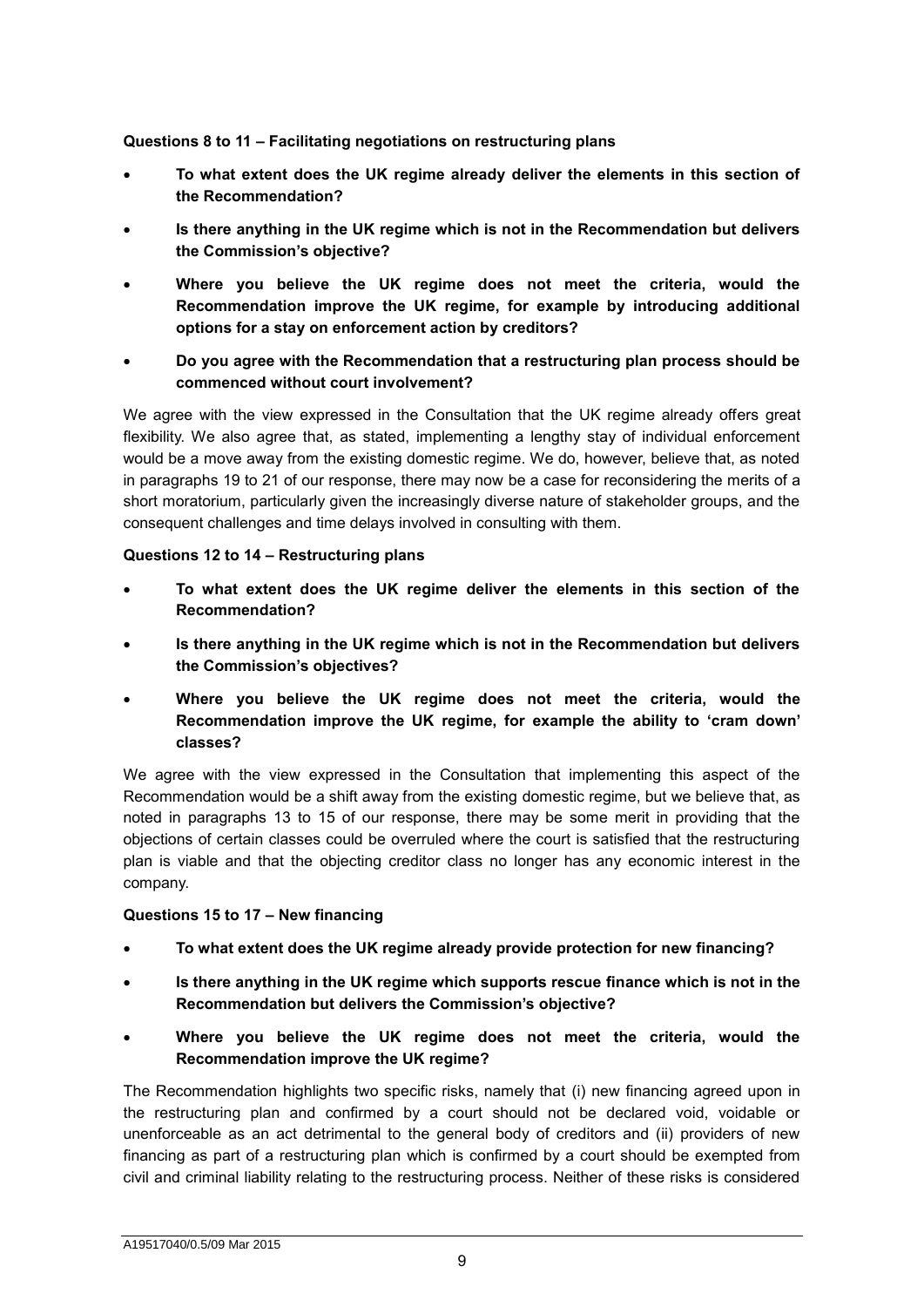**Questions 8 to 11 – Facilitating negotiations on restructuring plans**

- **To what extent does the UK regime already deliver the elements in this section of the Recommendation?**
- **Is there anything in the UK regime which is not in the Recommendation but delivers the Commission's objective?**
- **Where you believe the UK regime does not meet the criteria, would the Recommendation improve the UK regime, for example by introducing additional options for a stay on enforcement action by creditors?**
- **Do you agree with the Recommendation that a restructuring plan process should be commenced without court involvement?**

We agree with the view expressed in the Consultation that the UK regime already offers great flexibility. We also agree that, as stated, implementing a lengthy stay of individual enforcement would be a move away from the existing domestic regime. We do, however, believe that, as noted in paragraphs 19 to 21 of our response, there may now be a case for reconsidering the merits of a short moratorium, particularly given the increasingly diverse nature of stakeholder groups, and the consequent challenges and time delays involved in consulting with them.

**Questions 12 to 14 – Restructuring plans**

- **To what extent does the UK regime deliver the elements in this section of the Recommendation?**
- **Is there anything in the UK regime which is not in the Recommendation but delivers the Commission's objectives?**
- **Where you believe the UK regime does not meet the criteria, would the Recommendation improve the UK regime, for example the ability to 'cram down' classes?**

We agree with the view expressed in the Consultation that implementing this aspect of the Recommendation would be a shift away from the existing domestic regime, but we believe that, as noted in paragraphs 13 to 15 of our response, there may be some merit in providing that the objections of certain classes could be overruled where the court is satisfied that the restructuring plan is viable and that the objecting creditor class no longer has any economic interest in the company.

**Questions 15 to 17 – New financing**

- **To what extent does the UK regime already provide protection for new financing?**
- **Is there anything in the UK regime which supports rescue finance which is not in the Recommendation but delivers the Commission's objective?**
- **Where you believe the UK regime does not meet the criteria, would the Recommendation improve the UK regime?**

The Recommendation highlights two specific risks, namely that (i) new financing agreed upon in the restructuring plan and confirmed by a court should not be declared void, voidable or unenforceable as an act detrimental to the general body of creditors and (ii) providers of new financing as part of a restructuring plan which is confirmed by a court should be exempted from civil and criminal liability relating to the restructuring process. Neither of these risks is considered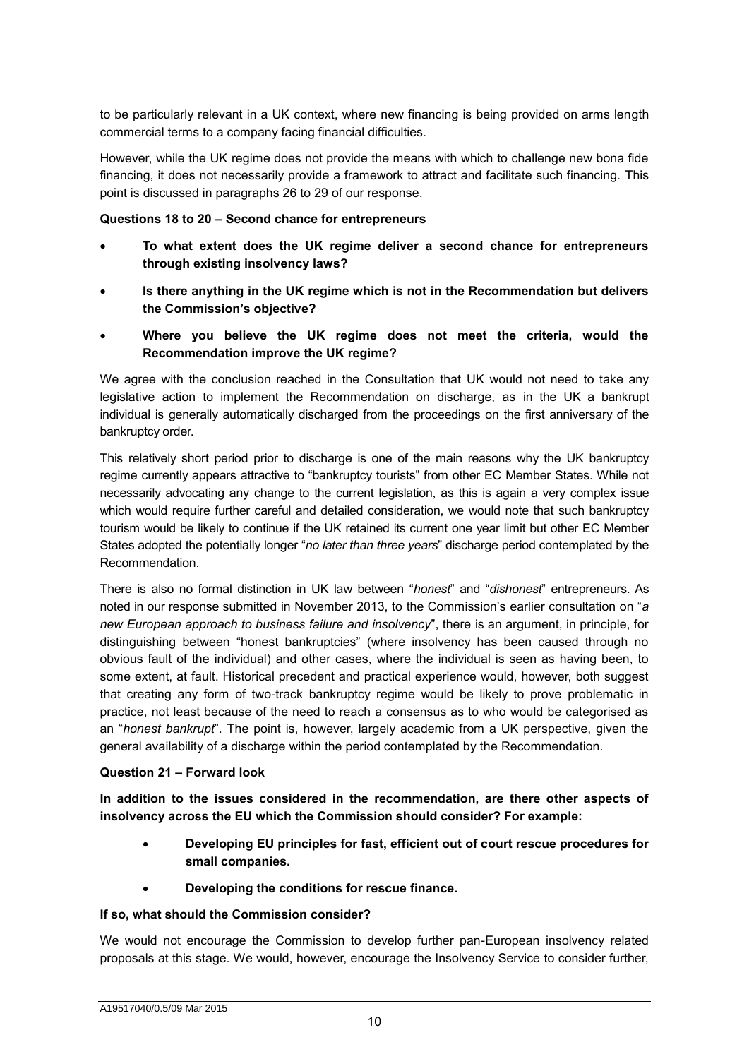to be particularly relevant in a UK context, where new financing is being provided on arms length commercial terms to a company facing financial difficulties.

However, while the UK regime does not provide the means with which to challenge new bona fide financing, it does not necessarily provide a framework to attract and facilitate such financing. This point is discussed in paragraphs 26 to 29 of our response.

**Questions 18 to 20 – Second chance for entrepreneurs**

- **To what extent does the UK regime deliver a second chance for entrepreneurs through existing insolvency laws?**
- **Is there anything in the UK regime which is not in the Recommendation but delivers the Commission's objective?**
- **Where you believe the UK regime does not meet the criteria, would the Recommendation improve the UK regime?**

We agree with the conclusion reached in the Consultation that UK would not need to take any legislative action to implement the Recommendation on discharge, as in the UK a bankrupt individual is generally automatically discharged from the proceedings on the first anniversary of the bankruptcy order.

This relatively short period prior to discharge is one of the main reasons why the UK bankruptcy regime currently appears attractive to "bankruptcy tourists" from other EC Member States. While not necessarily advocating any change to the current legislation, as this is again a very complex issue which would require further careful and detailed consideration, we would note that such bankruptcy tourism would be likely to continue if the UK retained its current one year limit but other EC Member States adopted the potentially longer "*no later than three years*" discharge period contemplated by the Recommendation.

There is also no formal distinction in UK law between "*honest*" and "*dishonest*" entrepreneurs. As noted in our response submitted in November 2013, to the Commission's earlier consultation on "*a new European approach to business failure and insolvency*", there is an argument, in principle, for distinguishing between "honest bankruptcies" (where insolvency has been caused through no obvious fault of the individual) and other cases, where the individual is seen as having been, to some extent, at fault. Historical precedent and practical experience would, however, both suggest that creating any form of two-track bankruptcy regime would be likely to prove problematic in practice, not least because of the need to reach a consensus as to who would be categorised as an "*honest bankrupt*". The point is, however, largely academic from a UK perspective, given the general availability of a discharge within the period contemplated by the Recommendation.

**Question 21 – Forward look**

**In addition to the issues considered in the recommendation, are there other aspects of insolvency across the EU which the Commission should consider? For example:**

- **Developing EU principles for fast, efficient out of court rescue procedures for small companies.**
- **Developing the conditions for rescue finance.**

**If so, what should the Commission consider?**

We would not encourage the Commission to develop further pan-European insolvency related proposals at this stage. We would, however, encourage the Insolvency Service to consider further,

A19517040/0.5/09 Mar 2015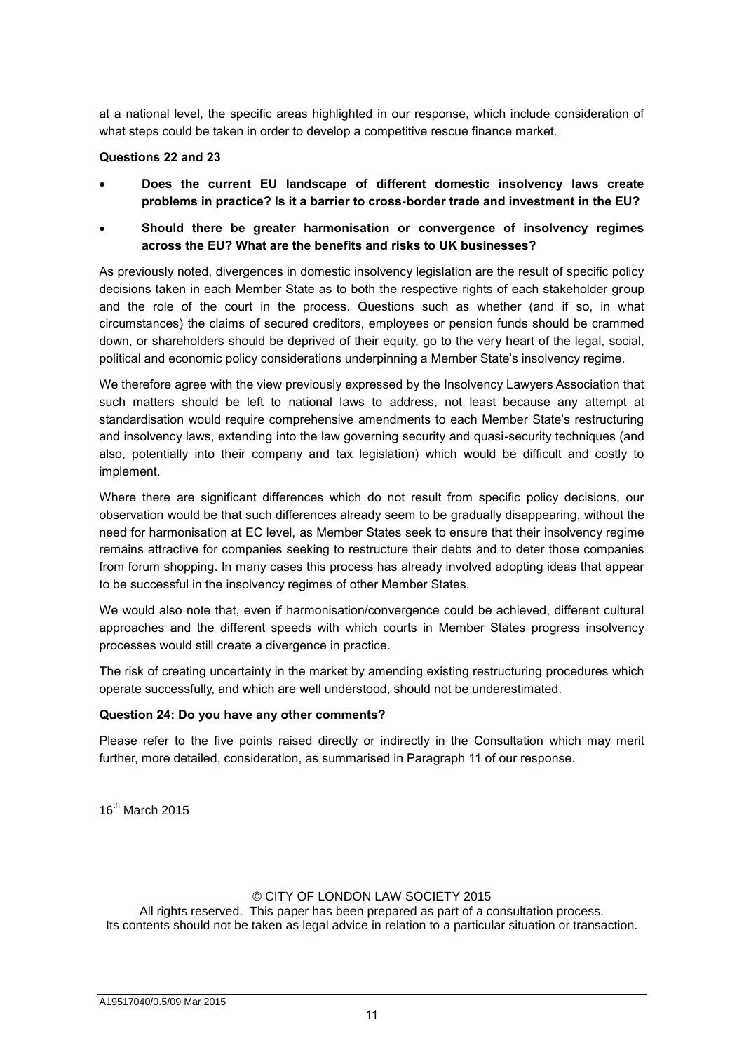at a national level, the specific areas highlighted in our response, which include consideration of what steps could be taken in order to develop a competitive rescue finance market.

**Questions 22 and 23**

- **Does the current EU landscape of different domestic insolvency laws create problems in practice? Is it a barrier to cross-border trade and investment in the EU?**
- **Should there be greater harmonisation or convergence of insolvency regimes across the EU? What are the benefits and risks to UK businesses?**

As previously noted, divergences in domestic insolvency legislation are the result of specific policy decisions taken in each Member State as to both the respective rights of each stakeholder group and the role of the court in the process. Questions such as whether (and if so, in what circumstances) the claims of secured creditors, employees or pension funds should be crammed down, or shareholders should be deprived of their equity, go to the very heart of the legal, social, political and economic policy considerations underpinning a Member State's insolvency regime.

We therefore agree with the view previously expressed by the Insolvency Lawyers Association that such matters should be left to national laws to address, not least because any attempt at standardisation would require comprehensive amendments to each Member State's restructuring and insolvency laws, extending into the law governing security and quasi-security techniques (and also, potentially into their company and tax legislation) which would be difficult and costly to implement.

Where there are significant differences which do not result from specific policy decisions, our observation would be that such differences already seem to be gradually disappearing, without the need for harmonisation at EC level, as Member States seek to ensure that their insolvency regime remains attractive for companies seeking to restructure their debts and to deter those companies from forum shopping. In many cases this process has already involved adopting ideas that appear to be successful in the insolvency regimes of other Member States.

We would also note that, even if harmonisation/convergence could be achieved, different cultural approaches and the different speeds with which courts in Member States progress insolvency processes would still create a divergence in practice.

The risk of creating uncertainty in the market by amending existing restructuring procedures which operate successfully, and which are well understood, should not be underestimated.

**Question 24: Do you have any other comments?**

Please refer to the five points raised directly or indirectly in the Consultation which may merit further, more detailed, consideration, as summarised in Paragraph 11 of our response.

16th March 2015

© CITY OF LONDON LAW SOCIETY 2015
All rights reserved. This paper has been prepared as part of a consultation process.
Its contents should not be taken as legal advice in relation to a particular situation or transaction.

A19517040/0.5/09 Mar 2015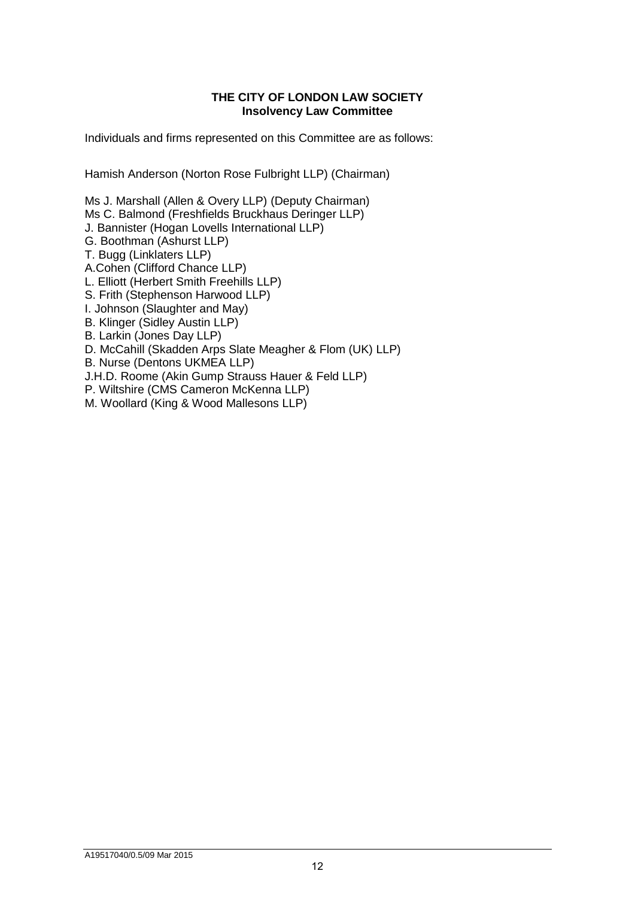**THE CITY OF LONDON LAW SOCIETY**
**Insolvency Law Committee**

Individuals and firms represented on this Committee are as follows:

Hamish Anderson (Norton Rose Fulbright LLP) (Chairman)

Ms J. Marshall (Allen & Overy LLP) (Deputy Chairman)
Ms C. Balmond (Freshfields Bruckhaus Deringer LLP)
J. Bannister (Hogan Lovells International LLP)
G. Boothman (Ashurst LLP)
T. Bugg (Linklaters LLP)
A.Cohen (Clifford Chance LLP)
L. Elliott (Herbert Smith Freehills LLP)
S. Frith (Stephenson Harwood LLP)
I. Johnson (Slaughter and May)
B. Klinger (Sidley Austin LLP)
B. Larkin (Jones Day LLP)
D. McCahill (Skadden Arps Slate Meagher & Flom (UK) LLP)
B. Nurse (Dentons UKMEA LLP)
J.H.D. Roome (Akin Gump Strauss Hauer & Feld LLP)
P. Wiltshire (CMS Cameron McKenna LLP)
M. Woollard (King & Wood Mallesons LLP)

A19517040/0.5/09 Mar 2015